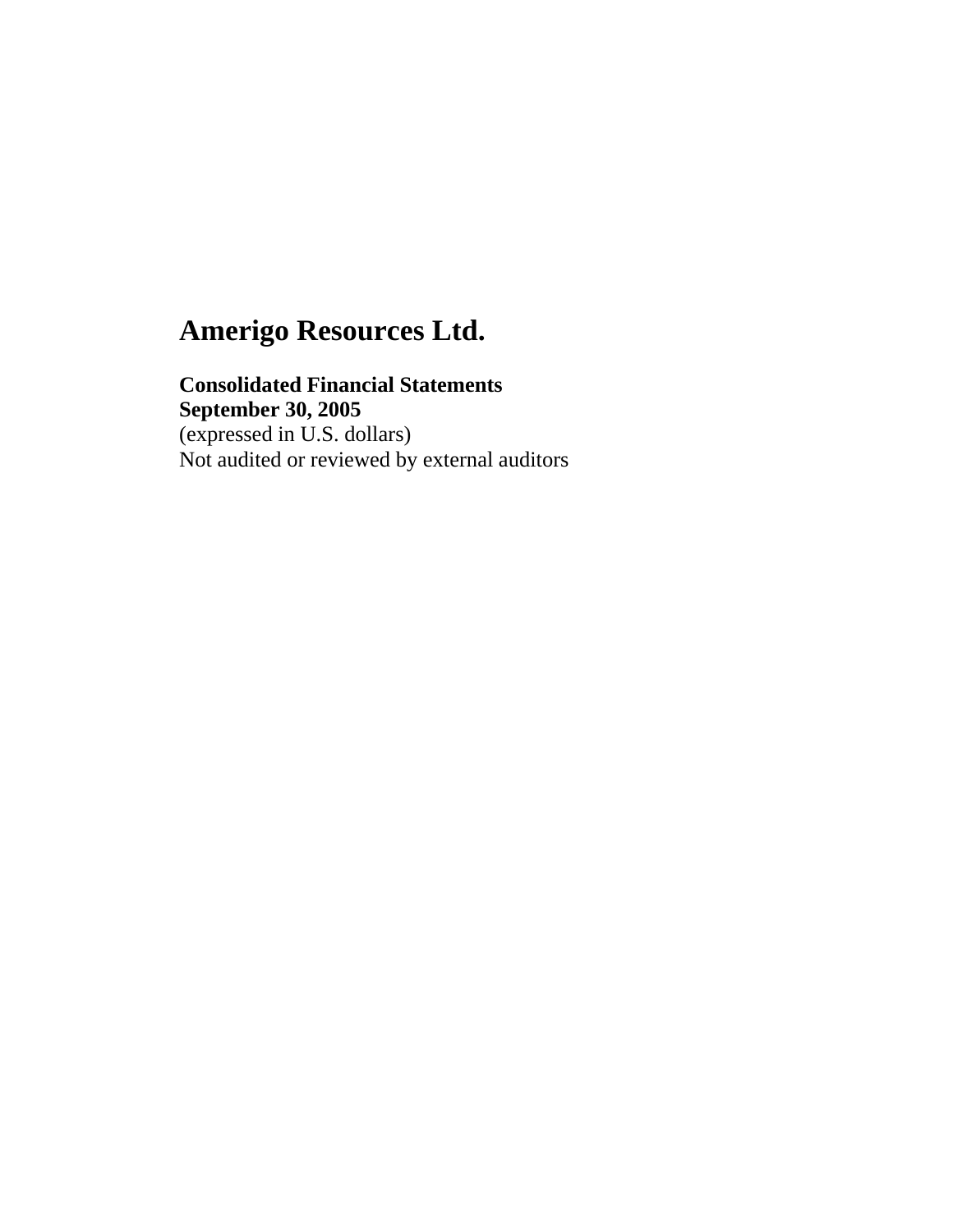# Amerigo Resources Ltd.

**Consolidated Financial Statements**
**September 30, 2005**
(expressed in U.S. dollars)
Not audited or reviewed by external auditors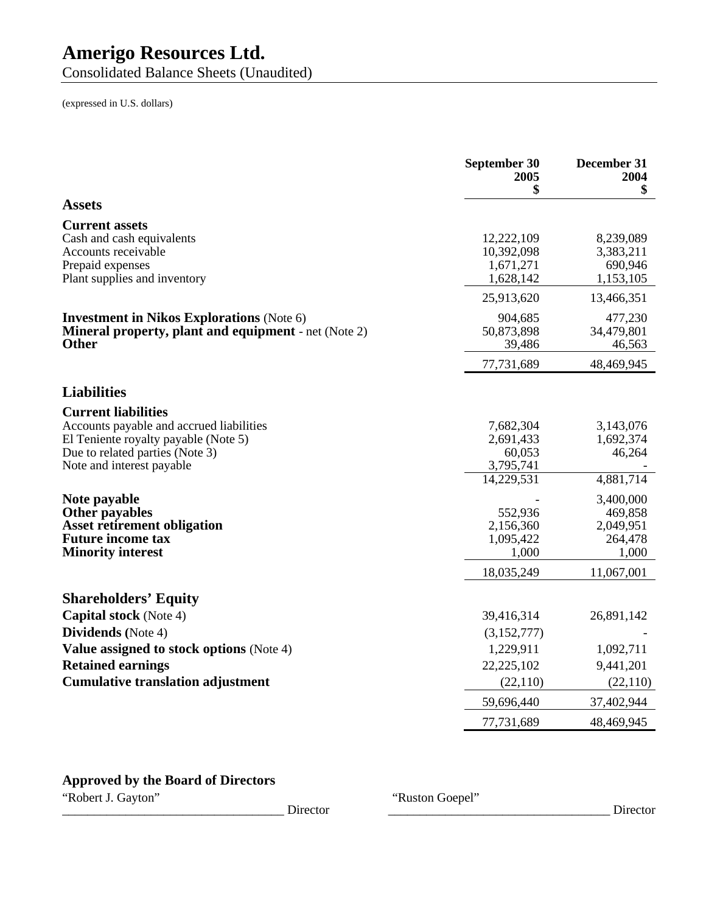# Amerigo Resources Ltd.

Consolidated Balance Sheets (Unaudited)

(expressed in U.S. dollars)

| | September 30 2005 $ | December 31 2004 $ |
|---|---|---|
| **Assets** | | |
| **Current assets** | | |
| Cash and cash equivalents | 12,222,109 | 8,239,089 |
| Accounts receivable | 10,392,098 | 3,383,211 |
| Prepaid expenses | 1,671,271 | 690,946 |
| Plant supplies and inventory | 1,628,142 | 1,153,105 |
| | 25,913,620 | 13,466,351 |
| **Investment in Nikos Explorations** (Note 6) | 904,685 | 477,230 |
| **Mineral property, plant and equipment** - net (Note 2) | 50,873,898 | 34,479,801 |
| **Other** | 39,486 | 46,563 |
| | 77,731,689 | 48,469,945 |
| **Liabilities** | | |
| **Current liabilities** | | |
| Accounts payable and accrued liabilities | 7,682,304 | 3,143,076 |
| El Teniente royalty payable (Note 5) | 2,691,433 | 1,692,374 |
| Due to related parties (Note 3) | 60,053 | 46,264 |
| Note and interest payable | 3,795,741 | - |
| | 14,229,531 | 4,881,714 |
| **Note payable** | - | 3,400,000 |
| **Other payables** | 552,936 | 469,858 |
| **Asset retirement obligation** | 2,156,360 | 2,049,951 |
| **Future income tax** | 1,095,422 | 264,478 |
| **Minority interest** | 1,000 | 1,000 |
| | 18,035,249 | 11,067,001 |
| **Shareholders' Equity** | | |
| **Capital stock** (Note 4) | 39,416,314 | 26,891,142 |
| **Dividends** (Note 4) | (3,152,777) | - |
| **Value assigned to stock options** (Note 4) | 1,229,911 | 1,092,711 |
| **Retained earnings** | 22,225,102 | 9,441,201 |
| **Cumulative translation adjustment** | (22,110) | (22,110) |
| | 59,696,440 | 37,402,944 |
| | 77,731,689 | 48,469,945 |

**Approved by the Board of Directors**

"Robert J. Gayton" Director

"Ruston Goepel" Director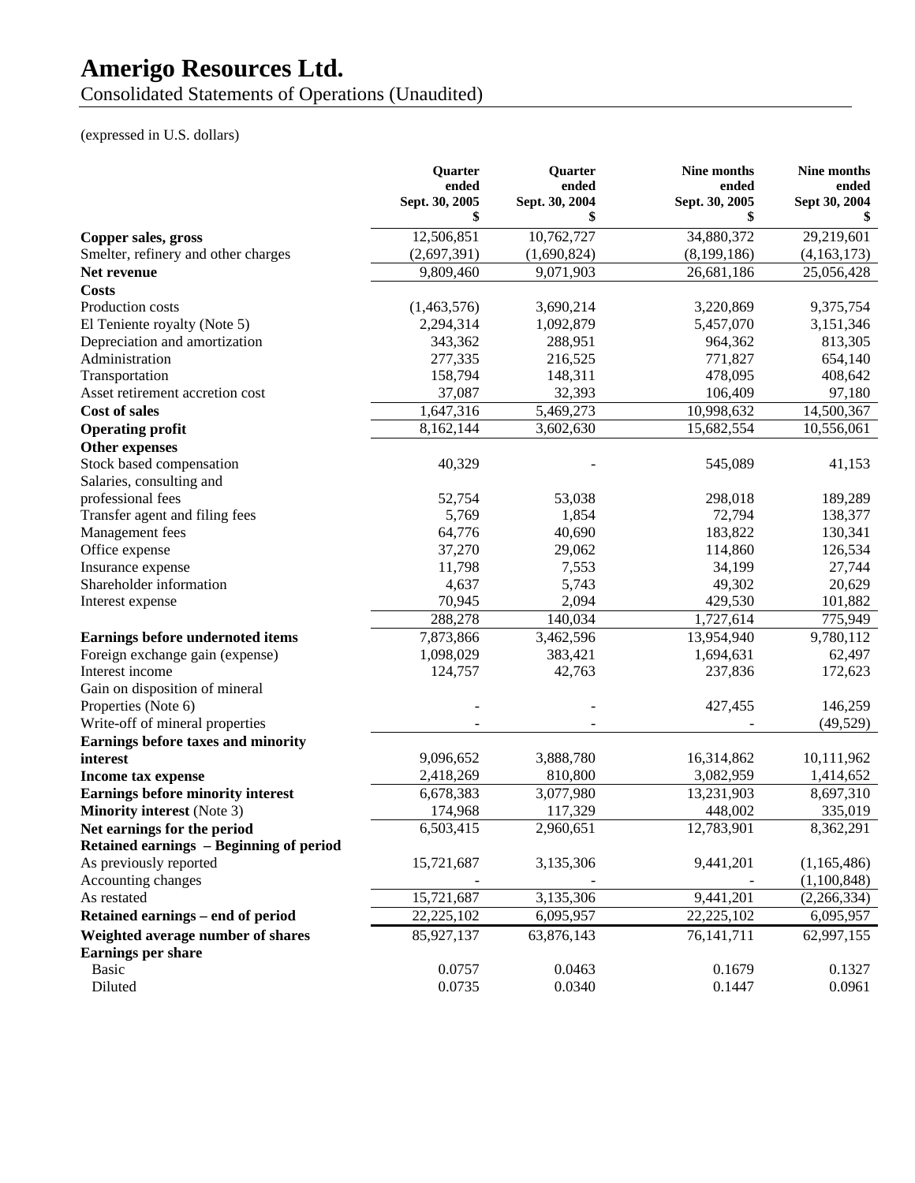# Amerigo Resources Ltd.

Consolidated Statements of Operations (Unaudited)

(expressed in U.S. dollars)

| | Quarter ended Sept. 30, 2005 $ | Quarter ended Sept. 30, 2004 $ | Nine months ended Sept. 30, 2005 $ | Nine months ended Sept 30, 2004 $ |
|---|---|---|---|---|
| **Copper sales, gross** | 12,506,851 | 10,762,727 | 34,880,372 | 29,219,601 |
| Smelter, refinery and other charges | (2,697,391) | (1,690,824) | (8,199,186) | (4,163,173) |
| **Net revenue** | 9,809,460 | 9,071,903 | 26,681,186 | 25,056,428 |
| **Costs** | | | | |
| Production costs | (1,463,576) | 3,690,214 | 3,220,869 | 9,375,754 |
| El Teniente royalty (Note 5) | 2,294,314 | 1,092,879 | 5,457,070 | 3,151,346 |
| Depreciation and amortization | 343,362 | 288,951 | 964,362 | 813,305 |
| Administration | 277,335 | 216,525 | 771,827 | 654,140 |
| Transportation | 158,794 | 148,311 | 478,095 | 408,642 |
| Asset retirement accretion cost | 37,087 | 32,393 | 106,409 | 97,180 |
| **Cost of sales** | 1,647,316 | 5,469,273 | 10,998,632 | 14,500,367 |
| **Operating profit** | 8,162,144 | 3,602,630 | 15,682,554 | 10,556,061 |
| **Other expenses** | | | | |
| Stock based compensation | 40,329 | - | 545,089 | 41,153 |
| Salaries, consulting and professional fees | 52,754 | 53,038 | 298,018 | 189,289 |
| Transfer agent and filing fees | 5,769 | 1,854 | 72,794 | 138,377 |
| Management fees | 64,776 | 40,690 | 183,822 | 130,341 |
| Office expense | 37,270 | 29,062 | 114,860 | 126,534 |
| Insurance expense | 11,798 | 7,553 | 34,199 | 27,744 |
| Shareholder information | 4,637 | 5,743 | 49,302 | 20,629 |
| Interest expense | 70,945 | 2,094 | 429,530 | 101,882 |
| | 288,278 | 140,034 | 1,727,614 | 775,949 |
| **Earnings before undernoted items** | 7,873,866 | 3,462,596 | 13,954,940 | 9,780,112 |
| Foreign exchange gain (expense) | 1,098,029 | 383,421 | 1,694,631 | 62,497 |
| Interest income | 124,757 | 42,763 | 237,836 | 172,623 |
| Gain on disposition of mineral Properties (Note 6) | - | - | 427,455 | 146,259 |
| Write-off of mineral properties | - | - | - | (49,529) |
| **Earnings before taxes and minority interest** | 9,096,652 | 3,888,780 | 16,314,862 | 10,111,962 |
| **Income tax expense** | 2,418,269 | 810,800 | 3,082,959 | 1,414,652 |
| **Earnings before minority interest** | 6,678,383 | 3,077,980 | 13,231,903 | 8,697,310 |
| **Minority interest** (Note 3) | 174,968 | 117,329 | 448,002 | 335,019 |
| **Net earnings for the period** | 6,503,415 | 2,960,651 | 12,783,901 | 8,362,291 |
| **Retained earnings – Beginning of period** | | | | |
| As previously reported | 15,721,687 | 3,135,306 | 9,441,201 | (1,165,486) |
| Accounting changes | - | - | - | (1,100,848) |
| As restated | 15,721,687 | 3,135,306 | 9,441,201 | (2,266,334) |
| **Retained earnings – end of period** | 22,225,102 | 6,095,957 | 22,225,102 | 6,095,957 |
| **Weighted average number of shares** | 85,927,137 | 63,876,143 | 76,141,711 | 62,997,155 |
| **Earnings per share** | | | | |
| Basic | 0.0757 | 0.0463 | 0.1679 | 0.1327 |
| Diluted | 0.0735 | 0.0340 | 0.1447 | 0.0961 |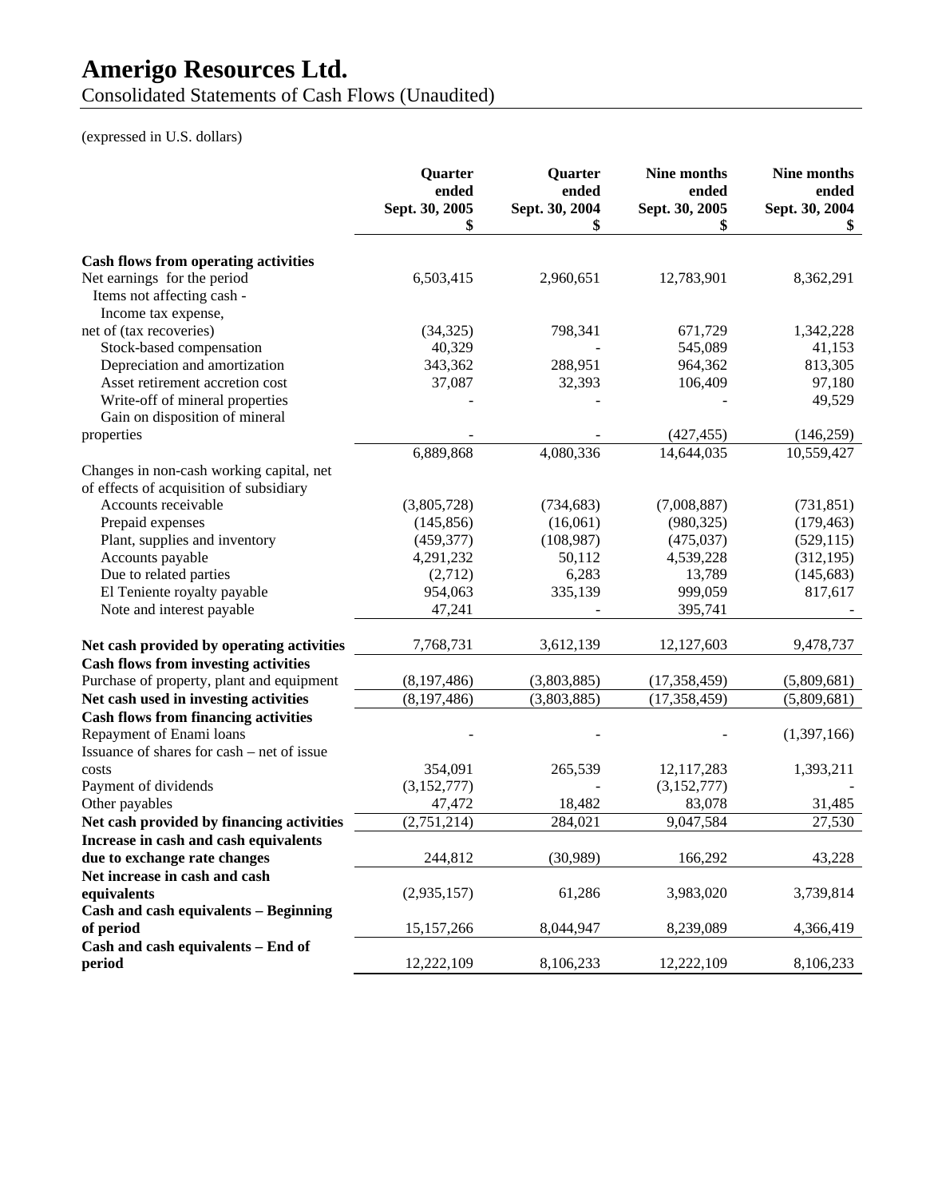# Amerigo Resources Ltd.

Consolidated Statements of Cash Flows (Unaudited)

(expressed in U.S. dollars)

| | Quarter ended Sept. 30, 2005 $ | Quarter ended Sept. 30, 2004 $ | Nine months ended Sept. 30, 2005 $ | Nine months ended Sept. 30, 2004 $ |
|---|---|---|---|---|
| **Cash flows from operating activities** | | | | |
| Net earnings for the period | 6,503,415 | 2,960,651 | 12,783,901 | 8,362,291 |
| Items not affecting cash - | | | | |
| Income tax expense, net of (tax recoveries) | (34,325) | 798,341 | 671,729 | 1,342,228 |
| Stock-based compensation | 40,329 | - | 545,089 | 41,153 |
| Depreciation and amortization | 343,362 | 288,951 | 964,362 | 813,305 |
| Asset retirement accretion cost | 37,087 | 32,393 | 106,409 | 97,180 |
| Write-off of mineral properties | - | - | - | 49,529 |
| Gain on disposition of mineral properties | - | - | (427,455) | (146,259) |
| | 6,889,868 | 4,080,336 | 14,644,035 | 10,559,427 |
| Changes in non-cash working capital, net of effects of acquisition of subsidiary | | | | |
| Accounts receivable | (3,805,728) | (734,683) | (7,008,887) | (731,851) |
| Prepaid expenses | (145,856) | (16,061) | (980,325) | (179,463) |
| Plant, supplies and inventory | (459,377) | (108,987) | (475,037) | (529,115) |
| Accounts payable | 4,291,232 | 50,112 | 4,539,228 | (312,195) |
| Due to related parties | (2,712) | 6,283 | 13,789 | (145,683) |
| El Teniente royalty payable | 954,063 | 335,139 | 999,059 | 817,617 |
| Note and interest payable | 47,241 | - | 395,741 | - |
| **Net cash provided by operating activities** | 7,768,731 | 3,612,139 | 12,127,603 | 9,478,737 |
| **Cash flows from investing activities** | | | | |
| Purchase of property, plant and equipment | (8,197,486) | (3,803,885) | (17,358,459) | (5,809,681) |
| **Net cash used in investing activities** | (8,197,486) | (3,803,885) | (17,358,459) | (5,809,681) |
| **Cash flows from financing activities** | | | | |
| Repayment of Enami loans | - | - | - | (1,397,166) |
| Issuance of shares for cash – net of issue costs | 354,091 | 265,539 | 12,117,283 | 1,393,211 |
| Payment of dividends | (3,152,777) | - | (3,152,777) | - |
| Other payables | 47,472 | 18,482 | 83,078 | 31,485 |
| **Net cash provided by financing activities** | (2,751,214) | 284,021 | 9,047,584 | 27,530 |
| **Increase in cash and cash equivalents due to exchange rate changes** | 244,812 | (30,989) | 166,292 | 43,228 |
| **Net increase in cash and cash equivalents** | (2,935,157) | 61,286 | 3,983,020 | 3,739,814 |
| **Cash and cash equivalents – Beginning of period** | 15,157,266 | 8,044,947 | 8,239,089 | 4,366,419 |
| **Cash and cash equivalents – End of period** | 12,222,109 | 8,106,233 | 12,222,109 | 8,106,233 |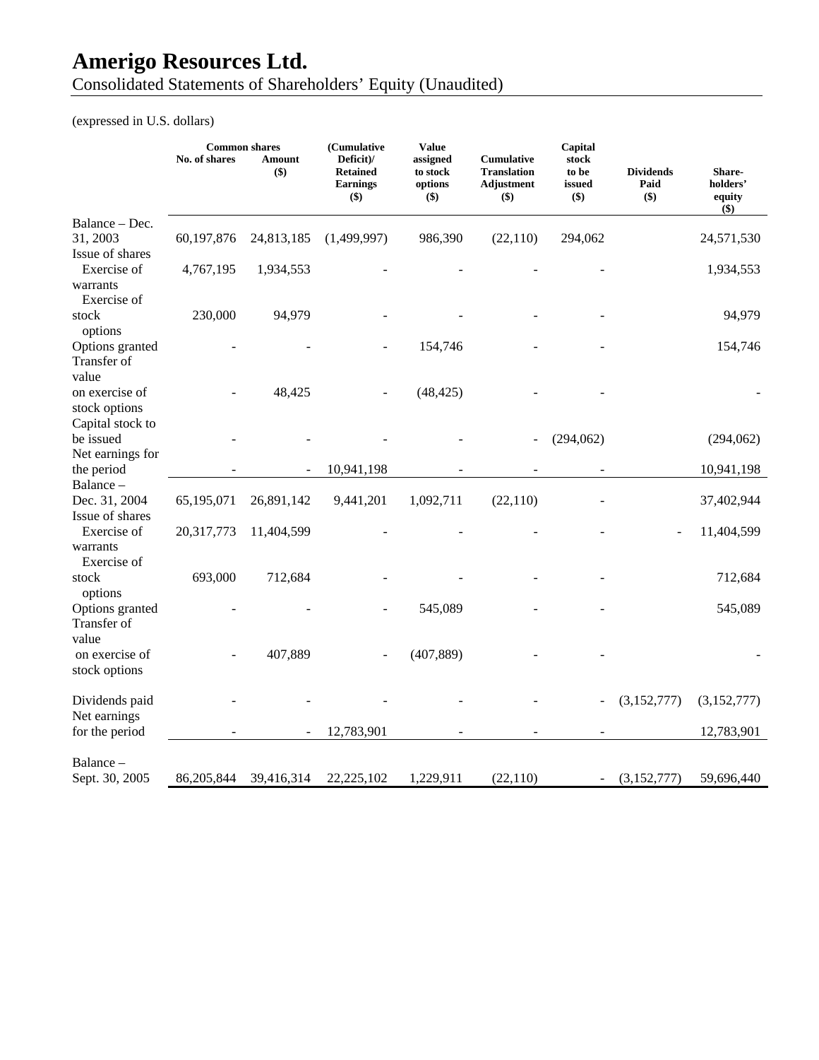# Amerigo Resources Ltd.

Consolidated Statements of Shareholders' Equity (Unaudited)

(expressed in U.S. dollars)

| | Common shares | | (Cumulative Deficit)/ Retained Earnings ($) | Value assigned to stock options ($) | Cumulative Translation Adjustment ($) | Capital stock to be issued ($) | Dividends Paid ($) | Share-holders' equity ($) |
|---|---|---|---|---|---|---|---|---|
| | No. of shares | Amount ($) | | | | | | |
| Balance – Dec. 31, 2003 | 60,197,876 | 24,813,185 | (1,499,997) | 986,390 | (22,110) | 294,062 | | 24,571,530 |
| Issue of shares | | | | | | | | |
| Exercise of warrants | 4,767,195 | 1,934,553 | - | - | - | - | | 1,934,553 |
| Exercise of stock options | 230,000 | 94,979 | - | - | - | - | | 94,979 |
| Options granted | - | - | - | 154,746 | - | - | | 154,746 |
| Transfer of value on exercise of stock options | - | 48,425 | - | (48,425) | - | - | | - |
| Capital stock to be issued | - | - | - | - | - | (294,062) | | (294,062) |
| Net earnings for the period | - | - | 10,941,198 | - | - | - | | 10,941,198 |
| Balance – Dec. 31, 2004 | 65,195,071 | 26,891,142 | 9,441,201 | 1,092,711 | (22,110) | - | | 37,402,944 |
| Issue of shares | | | | | | | | |
| Exercise of warrants | 20,317,773 | 11,404,599 | - | - | - | - | - | 11,404,599 |
| Exercise of stock options | 693,000 | 712,684 | - | - | - | - | | 712,684 |
| Options granted | - | - | - | 545,089 | - | - | | 545,089 |
| Transfer of value on exercise of stock options | - | 407,889 | - | (407,889) | - | - | | - |
| Dividends paid | - | - | - | - | - | - | (3,152,777) | (3,152,777) |
| Net earnings for the period | - | - | 12,783,901 | - | - | - | | 12,783,901 |
| Balance – Sept. 30, 2005 | 86,205,844 | 39,416,314 | 22,225,102 | 1,229,911 | (22,110) | - | (3,152,777) | 59,696,440 |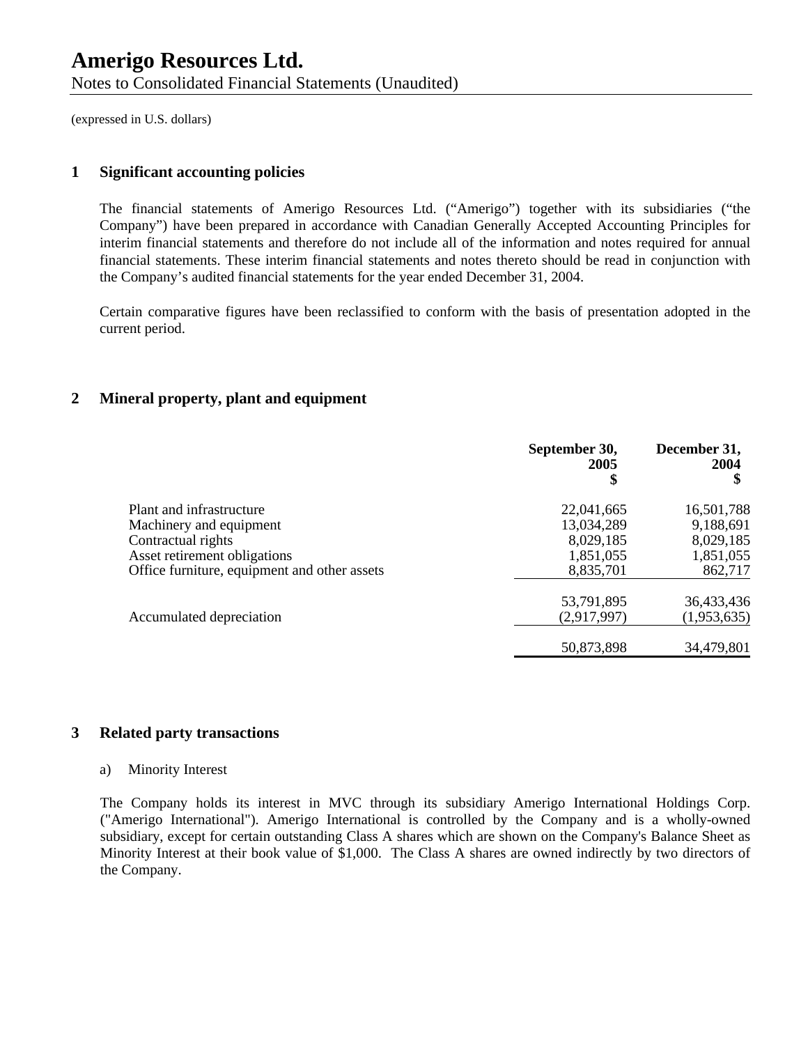# Amerigo Resources Ltd.

Notes to Consolidated Financial Statements (Unaudited)

(expressed in U.S. dollars)

## 1 Significant accounting policies

The financial statements of Amerigo Resources Ltd. ("Amerigo") together with its subsidiaries ("the Company") have been prepared in accordance with Canadian Generally Accepted Accounting Principles for interim financial statements and therefore do not include all of the information and notes required for annual financial statements. These interim financial statements and notes thereto should be read in conjunction with the Company's audited financial statements for the year ended December 31, 2004.

Certain comparative figures have been reclassified to conform with the basis of presentation adopted in the current period.

## 2 Mineral property, plant and equipment

| | September 30, 2005 $ | December 31, 2004 $ |
|---|---|---|
| Plant and infrastructure | 22,041,665 | 16,501,788 |
| Machinery and equipment | 13,034,289 | 9,188,691 |
| Contractual rights | 8,029,185 | 8,029,185 |
| Asset retirement obligations | 1,851,055 | 1,851,055 |
| Office furniture, equipment and other assets | 8,835,701 | 862,717 |
| | 53,791,895 | 36,433,436 |
| Accumulated depreciation | (2,917,997) | (1,953,635) |
| | 50,873,898 | 34,479,801 |

## 3 Related party transactions

a) Minority Interest

The Company holds its interest in MVC through its subsidiary Amerigo International Holdings Corp. ("Amerigo International"). Amerigo International is controlled by the Company and is a wholly-owned subsidiary, except for certain outstanding Class A shares which are shown on the Company's Balance Sheet as Minority Interest at their book value of $1,000. The Class A shares are owned indirectly by two directors of the Company.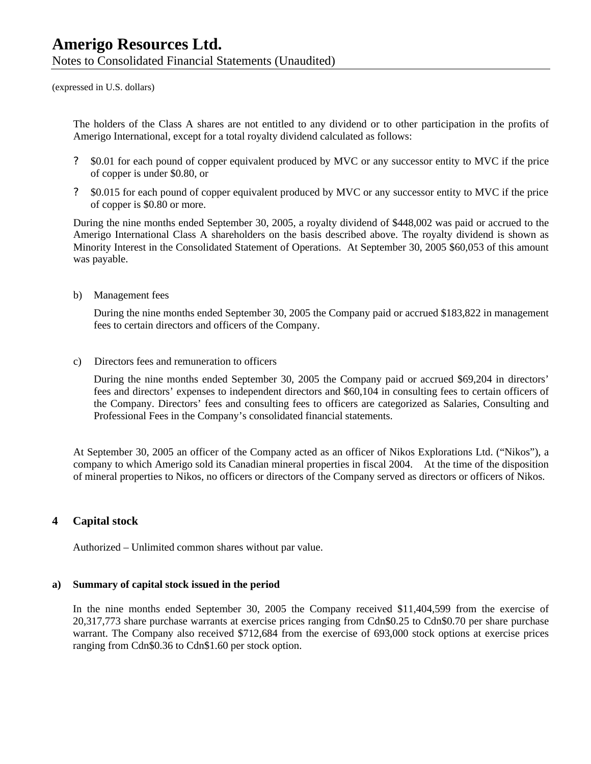The holders of the Class A shares are not entitled to any dividend or to other participation in the profits of Amerigo International, except for a total royalty dividend calculated as follows:

- $0.01 for each pound of copper equivalent produced by MVC or any successor entity to MVC if the price of copper is under $0.80, or
- $0.015 for each pound of copper equivalent produced by MVC or any successor entity to MVC if the price of copper is $0.80 or more.

During the nine months ended September 30, 2005, a royalty dividend of $448,002 was paid or accrued to the Amerigo International Class A shareholders on the basis described above. The royalty dividend is shown as Minority Interest in the Consolidated Statement of Operations. At September 30, 2005 $60,053 of this amount was payable.

b) Management fees

During the nine months ended September 30, 2005 the Company paid or accrued $183,822 in management fees to certain directors and officers of the Company.

c) Directors fees and remuneration to officers

During the nine months ended September 30, 2005 the Company paid or accrued $69,204 in directors' fees and directors' expenses to independent directors and $60,104 in consulting fees to certain officers of the Company. Directors' fees and consulting fees to officers are categorized as Salaries, Consulting and Professional Fees in the Company's consolidated financial statements.

At September 30, 2005 an officer of the Company acted as an officer of Nikos Explorations Ltd. ("Nikos"), a company to which Amerigo sold its Canadian mineral properties in fiscal 2004. At the time of the disposition of mineral properties to Nikos, no officers or directors of the Company served as directors or officers of Nikos.

## 4 Capital stock

Authorized – Unlimited common shares without par value.

### a) Summary of capital stock issued in the period

In the nine months ended September 30, 2005 the Company received $11,404,599 from the exercise of 20,317,773 share purchase warrants at exercise prices ranging from Cdn$0.25 to Cdn$0.70 per share purchase warrant. The Company also received $712,684 from the exercise of 693,000 stock options at exercise prices ranging from Cdn$0.36 to Cdn$1.60 per stock option.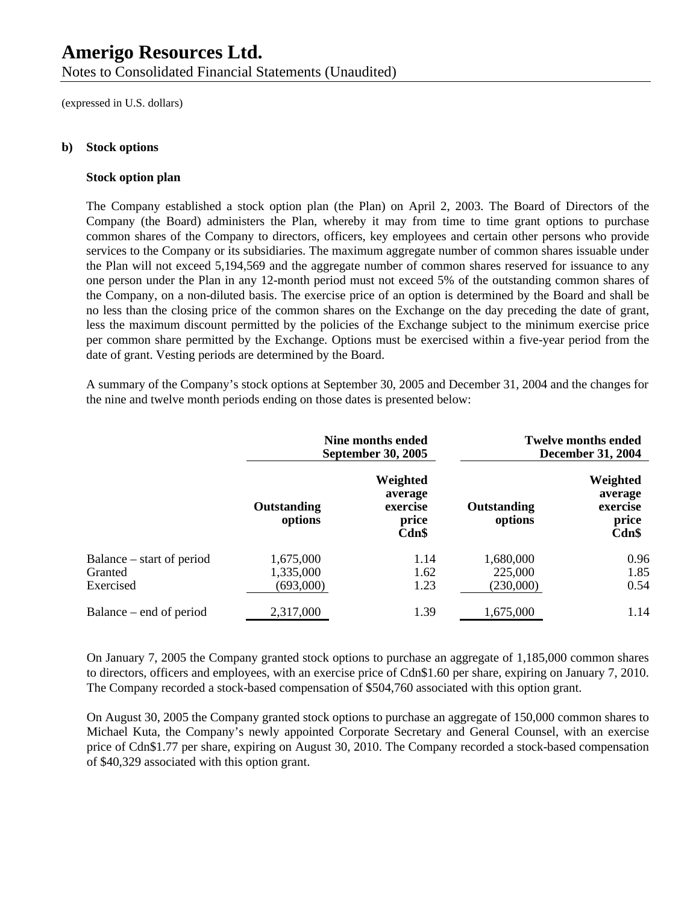# Amerigo Resources Ltd.

Notes to Consolidated Financial Statements (Unaudited)

(expressed in U.S. dollars)

**b) Stock options**

**Stock option plan**

The Company established a stock option plan (the Plan) on April 2, 2003. The Board of Directors of the Company (the Board) administers the Plan, whereby it may from time to time grant options to purchase common shares of the Company to directors, officers, key employees and certain other persons who provide services to the Company or its subsidiaries. The maximum aggregate number of common shares issuable under the Plan will not exceed 5,194,569 and the aggregate number of common shares reserved for issuance to any one person under the Plan in any 12-month period must not exceed 5% of the outstanding common shares of the Company, on a non-diluted basis. The exercise price of an option is determined by the Board and shall be no less than the closing price of the common shares on the Exchange on the day preceding the date of grant, less the maximum discount permitted by the policies of the Exchange subject to the minimum exercise price per common share permitted by the Exchange. Options must be exercised within a five-year period from the date of grant. Vesting periods are determined by the Board.

A summary of the Company's stock options at September 30, 2005 and December 31, 2004 and the changes for the nine and twelve month periods ending on those dates is presented below:

| | Nine months ended September 30, 2005 | | Twelve months ended December 31, 2004 | |
|---|---|---|---|---|
| | Outstanding options | Weighted average exercise price Cdn$ | Outstanding options | Weighted average exercise price Cdn$ |
| Balance – start of period | 1,675,000 | 1.14 | 1,680,000 | 0.96 |
| Granted | 1,335,000 | 1.62 | 225,000 | 1.85 |
| Exercised | (693,000) | 1.23 | (230,000) | 0.54 |
| Balance – end of period | 2,317,000 | 1.39 | 1,675,000 | 1.14 |

On January 7, 2005 the Company granted stock options to purchase an aggregate of 1,185,000 common shares to directors, officers and employees, with an exercise price of Cdn$1.60 per share, expiring on January 7, 2010. The Company recorded a stock-based compensation of $504,760 associated with this option grant.

On August 30, 2005 the Company granted stock options to purchase an aggregate of 150,000 common shares to Michael Kuta, the Company's newly appointed Corporate Secretary and General Counsel, with an exercise price of Cdn$1.77 per share, expiring on August 30, 2010. The Company recorded a stock-based compensation of $40,329 associated with this option grant.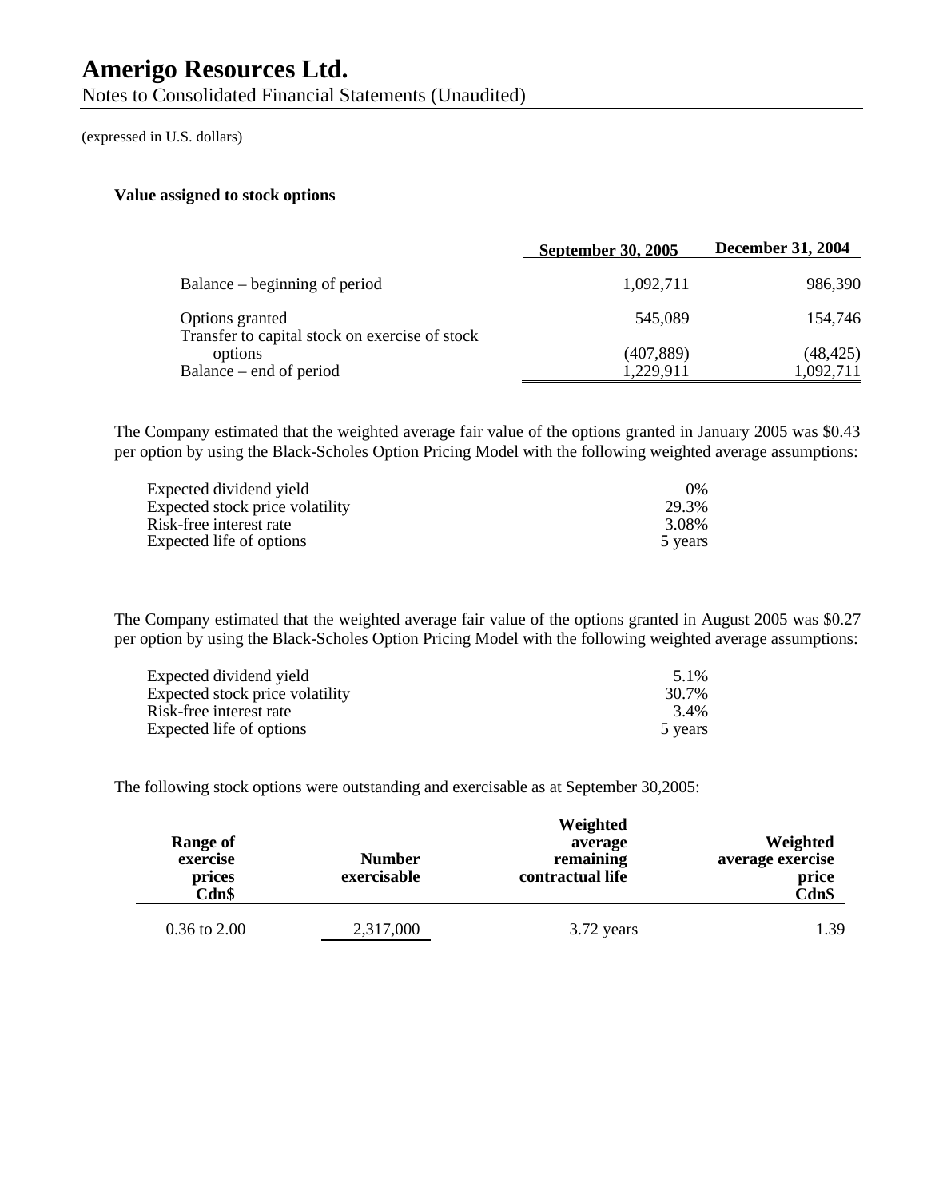# Amerigo Resources Ltd.

Notes to Consolidated Financial Statements (Unaudited)

(expressed in U.S. dollars)

**Value assigned to stock options**

| | September 30, 2005 | December 31, 2004 |
|---|---|---|
| Balance – beginning of period | 1,092,711 | 986,390 |
| Options granted | 545,089 | 154,746 |
| Transfer to capital stock on exercise of stock options | (407,889) | (48,425) |
| Balance – end of period | 1,229,911 | 1,092,711 |

The Company estimated that the weighted average fair value of the options granted in January 2005 was \$0.43 per option by using the Black-Scholes Option Pricing Model with the following weighted average assumptions:

| | |
|---|---|
| Expected dividend yield | 0% |
| Expected stock price volatility | 29.3% |
| Risk-free interest rate | 3.08% |
| Expected life of options | 5 years |

The Company estimated that the weighted average fair value of the options granted in August 2005 was \$0.27 per option by using the Black-Scholes Option Pricing Model with the following weighted average assumptions:

| | |
|---|---|
| Expected dividend yield | 5.1% |
| Expected stock price volatility | 30.7% |
| Risk-free interest rate | 3.4% |
| Expected life of options | 5 years |

The following stock options were outstanding and exercisable as at September 30,2005:

| Range of exercise prices Cdn$ | Number exercisable | Weighted average remaining contractual life | Weighted average exercise price Cdn$ |
|---|---|---|---|
| 0.36 to 2.00 | 2,317,000 | 3.72 years | 1.39 |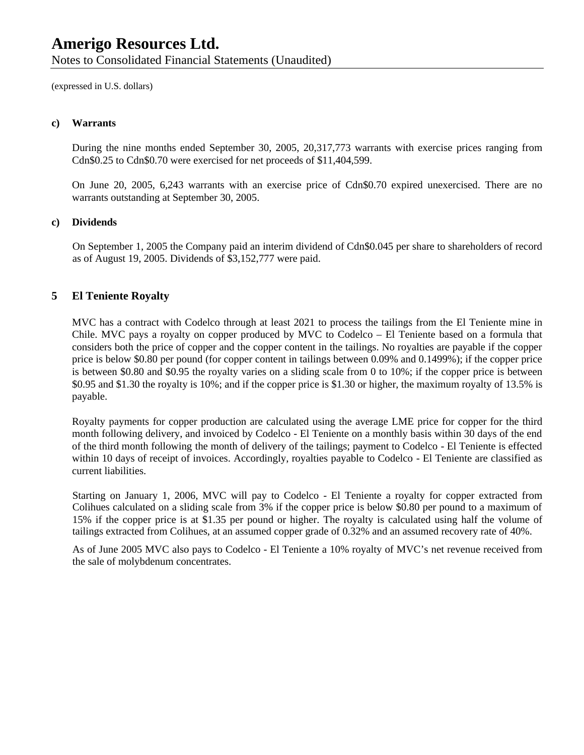(expressed in U.S. dollars)

**c) Warrants**

During the nine months ended September 30, 2005, 20,317,773 warrants with exercise prices ranging from Cdn$0.25 to Cdn$0.70 were exercised for net proceeds of $11,404,599.

On June 20, 2005, 6,243 warrants with an exercise price of Cdn$0.70 expired unexercised. There are no warrants outstanding at September 30, 2005.

**c) Dividends**

On September 1, 2005 the Company paid an interim dividend of Cdn$0.045 per share to shareholders of record as of August 19, 2005. Dividends of $3,152,777 were paid.

## 5 El Teniente Royalty

MVC has a contract with Codelco through at least 2021 to process the tailings from the El Teniente mine in Chile. MVC pays a royalty on copper produced by MVC to Codelco – El Teniente based on a formula that considers both the price of copper and the copper content in the tailings. No royalties are payable if the copper price is below $0.80 per pound (for copper content in tailings between 0.09% and 0.1499%); if the copper price is between $0.80 and $0.95 the royalty varies on a sliding scale from 0 to 10%; if the copper price is between $0.95 and $1.30 the royalty is 10%; and if the copper price is $1.30 or higher, the maximum royalty of 13.5% is payable.

Royalty payments for copper production are calculated using the average LME price for copper for the third month following delivery, and invoiced by Codelco - El Teniente on a monthly basis within 30 days of the end of the third month following the month of delivery of the tailings; payment to Codelco - El Teniente is effected within 10 days of receipt of invoices. Accordingly, royalties payable to Codelco - El Teniente are classified as current liabilities.

Starting on January 1, 2006, MVC will pay to Codelco - El Teniente a royalty for copper extracted from Colihues calculated on a sliding scale from 3% if the copper price is below $0.80 per pound to a maximum of 15% if the copper price is at $1.35 per pound or higher. The royalty is calculated using half the volume of tailings extracted from Colihues, at an assumed copper grade of 0.32% and an assumed recovery rate of 40%.

As of June 2005 MVC also pays to Codelco - El Teniente a 10% royalty of MVC's net revenue received from the sale of molybdenum concentrates.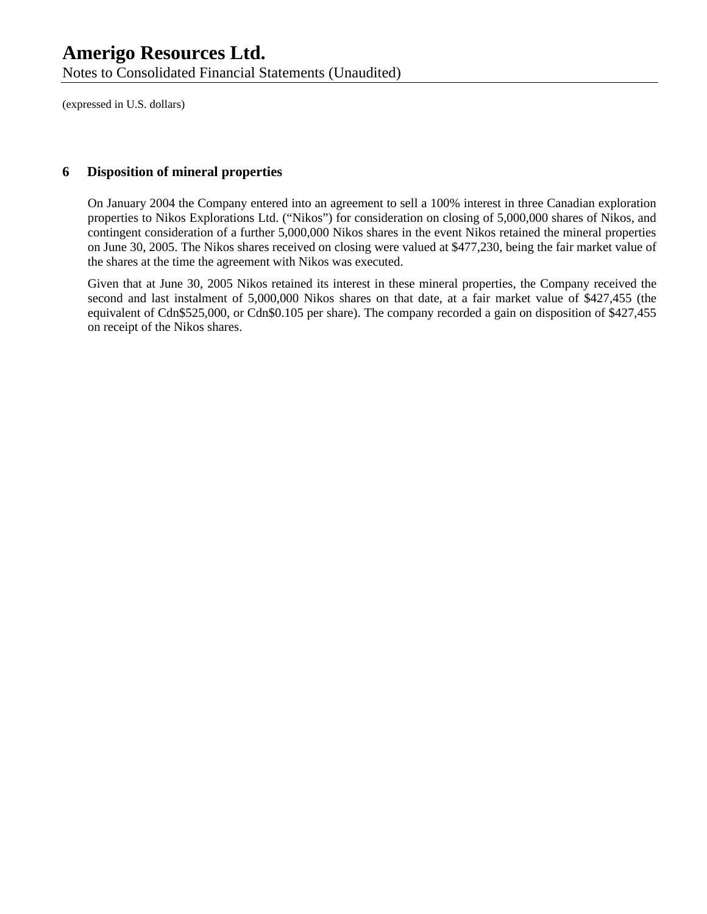(expressed in U.S. dollars)

## 6 Disposition of mineral properties

On January 2004 the Company entered into an agreement to sell a 100% interest in three Canadian exploration properties to Nikos Explorations Ltd. ("Nikos") for consideration on closing of 5,000,000 shares of Nikos, and contingent consideration of a further 5,000,000 Nikos shares in the event Nikos retained the mineral properties on June 30, 2005. The Nikos shares received on closing were valued at $477,230, being the fair market value of the shares at the time the agreement with Nikos was executed.

Given that at June 30, 2005 Nikos retained its interest in these mineral properties, the Company received the second and last instalment of 5,000,000 Nikos shares on that date, at a fair market value of $427,455 (the equivalent of Cdn$525,000, or Cdn$0.105 per share). The company recorded a gain on disposition of $427,455 on receipt of the Nikos shares.